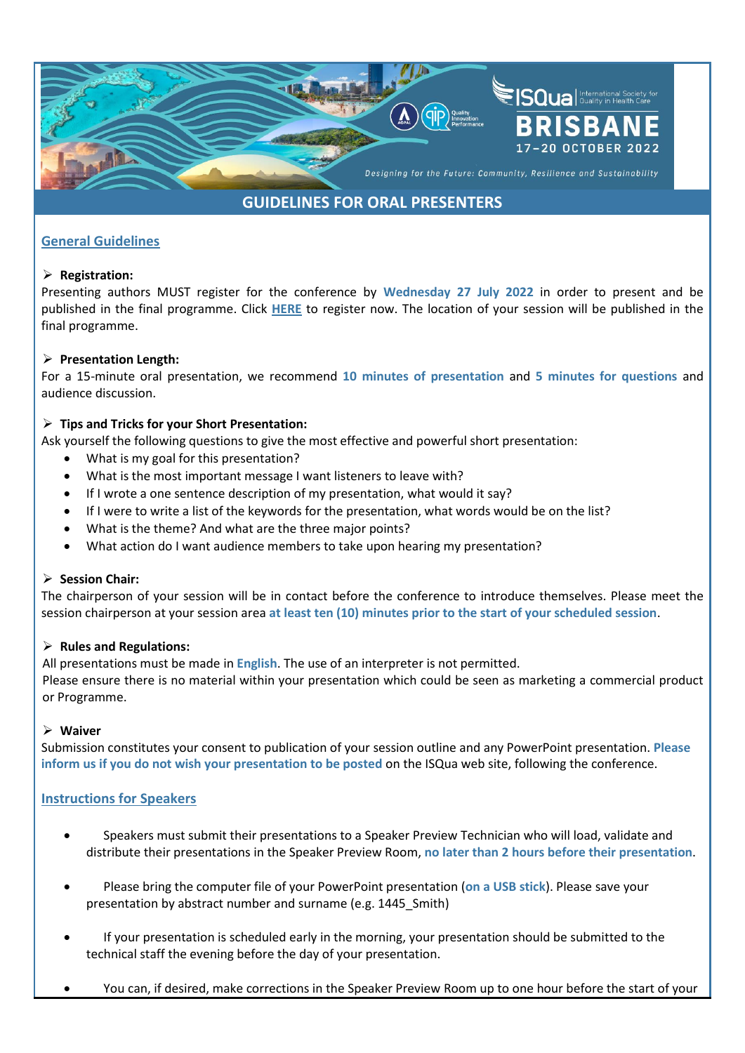ISQua International Society for Quality in Health Care

BRISBANE

17–20 OCTOBER 2022

*Designing for the Future: Community, Resilience and Sustainability*

# GUIDELINES FOR ORAL PRESENTERS

## General Guidelines

- **Registration:**

Presenting authors MUST register for the conference by **Wednesday 27 July 2022** in order to present and be published in the final programme. Click **HERE** to register now. The location of your session will be published in the final programme.

- **Presentation Length:**

For a 15-minute oral presentation, we recommend **10 minutes of presentation** and **5 minutes for questions** and audience discussion.

- **Tips and Tricks for your Short Presentation:**

Ask yourself the following questions to give the most effective and powerful short presentation:

- What is my goal for this presentation?
- What is the most important message I want listeners to leave with?
- If I wrote a one sentence description of my presentation, what would it say?
- If I were to write a list of the keywords for the presentation, what words would be on the list?
- What is the theme? And what are the three major points?
- What action do I want audience members to take upon hearing my presentation?

- **Session Chair:**

The chairperson of your session will be in contact before the conference to introduce themselves. Please meet the session chairperson at your session area **at least ten (10) minutes prior to the start of your scheduled session**.

- **Rules and Regulations:**

All presentations must be made in **English**. The use of an interpreter is not permitted.

Please ensure there is no material within your presentation which could be seen as marketing a commercial product or Programme.

- **Waiver**

Submission constitutes your consent to publication of your session outline and any PowerPoint presentation. **Please inform us if you do not wish your presentation to be posted** on the ISQua web site, following the conference.

## Instructions for Speakers

- Speakers must submit their presentations to a Speaker Preview Technician who will load, validate and distribute their presentations in the Speaker Preview Room, **no later than 2 hours before their presentation**.

- Please bring the computer file of your PowerPoint presentation (**on a USB stick**). Please save your presentation by abstract number and surname (e.g. 1445_Smith)

- If your presentation is scheduled early in the morning, your presentation should be submitted to the technical staff the evening before the day of your presentation.

- You can, if desired, make corrections in the Speaker Preview Room up to one hour before the start of your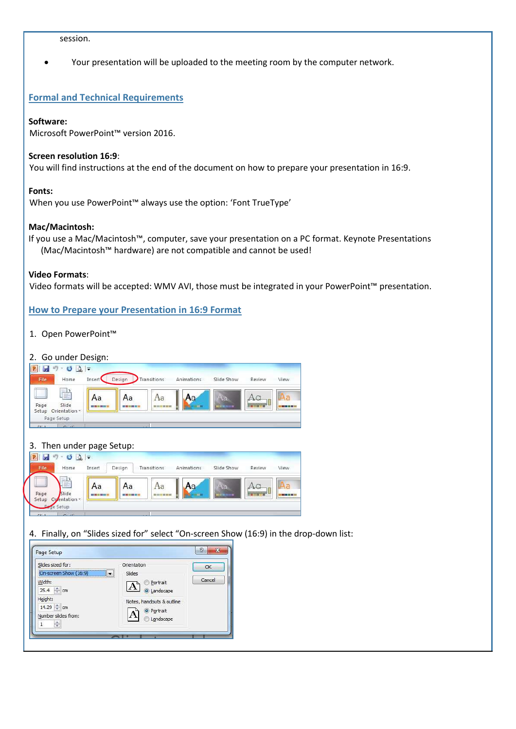session.

- Your presentation will be uploaded to the meeting room by the computer network.

## Formal and Technical Requirements

**Software:**
Microsoft PowerPoint™ version 2016.

**Screen resolution 16:9**:
You will find instructions at the end of the document on how to prepare your presentation in 16:9.

**Fonts:**
When you use PowerPoint™ always use the option: ‘Font TrueType’

**Mac/Macintosh:**
If you use a Mac/Macintosh™, computer, save your presentation on a PC format. Keynote Presentations (Mac/Macintosh™ hardware) are not compatible and cannot be used!

**Video Formats**:
Video formats will be accepted: WMV AVI, those must be integrated in your PowerPoint™ presentation.

## How to Prepare your Presentation in 16:9 Format

1. Open PowerPoint™
2. Go under Design:
3. Then under page Setup:
4. Finally, on “Slides sized for” select “On-screen Show (16:9) in the drop-down list: